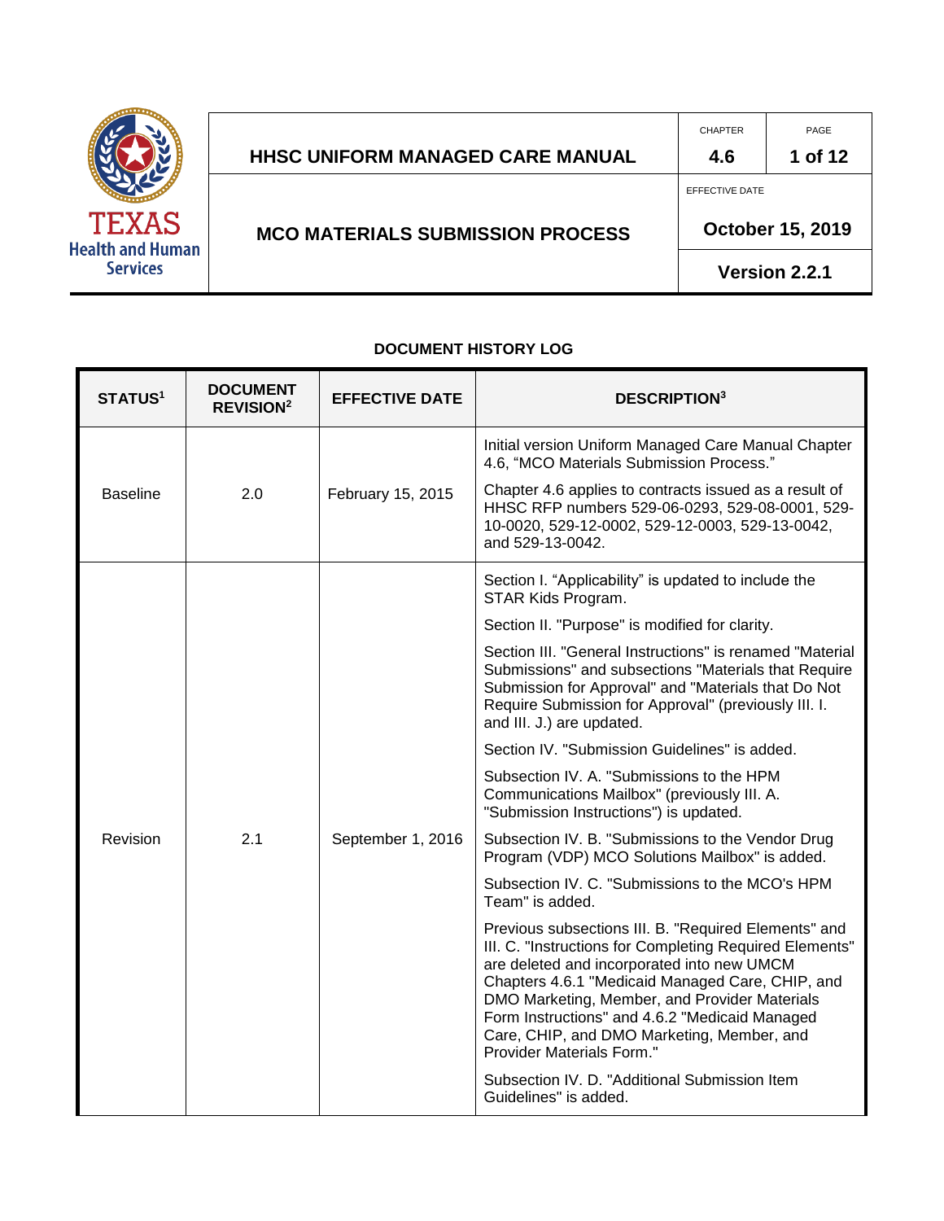| | HHSC UNIFORM MANAGED CARE MANUAL | CHAPTER 4.6 | PAGE 1 of 12 |
|---|---|---|---|
| | MCO MATERIALS SUBMISSION PROCESS | EFFECTIVE DATE October 15, 2019 | |
| | | Version 2.2.1 | |

## DOCUMENT HISTORY LOG

| STATUS[1] | DOCUMENT REVISION[2] | EFFECTIVE DATE | DESCRIPTION[3] |
|---|---|---|---|
| Baseline | 2.0 | February 15, 2015 | Initial version Uniform Managed Care Manual Chapter 4.6, "MCO Materials Submission Process." Chapter 4.6 applies to contracts issued as a result of HHSC RFP numbers 529-06-0293, 529-08-0001, 529-10-0020, 529-12-0002, 529-12-0003, 529-13-0042, and 529-13-0042. |
| Revision | 2.1 | September 1, 2016 | Section I. "Applicability" is updated to include the STAR Kids Program. Section II. "Purpose" is modified for clarity. Section III. "General Instructions" is renamed "Material Submissions" and subsections "Materials that Require Submission for Approval" and "Materials that Do Not Require Submission for Approval" (previously III. I. and III. J.) are updated. Section IV. "Submission Guidelines" is added. Subsection IV. A. "Submissions to the HPM Communications Mailbox" (previously III. A. "Submission Instructions") is updated. Subsection IV. B. "Submissions to the Vendor Drug Program (VDP) MCO Solutions Mailbox" is added. Subsection IV. C. "Submissions to the MCO's HPM Team" is added. Previous subsections III. B. "Required Elements" and III. C. "Instructions for Completing Required Elements" are deleted and incorporated into new UMCM Chapters 4.6.1 "Medicaid Managed Care, CHIP, and DMO Marketing, Member, and Provider Materials Form Instructions" and 4.6.2 "Medicaid Managed Care, CHIP, and DMO Marketing, Member, and Provider Materials Form." Subsection IV. D. "Additional Submission Item Guidelines" is added. |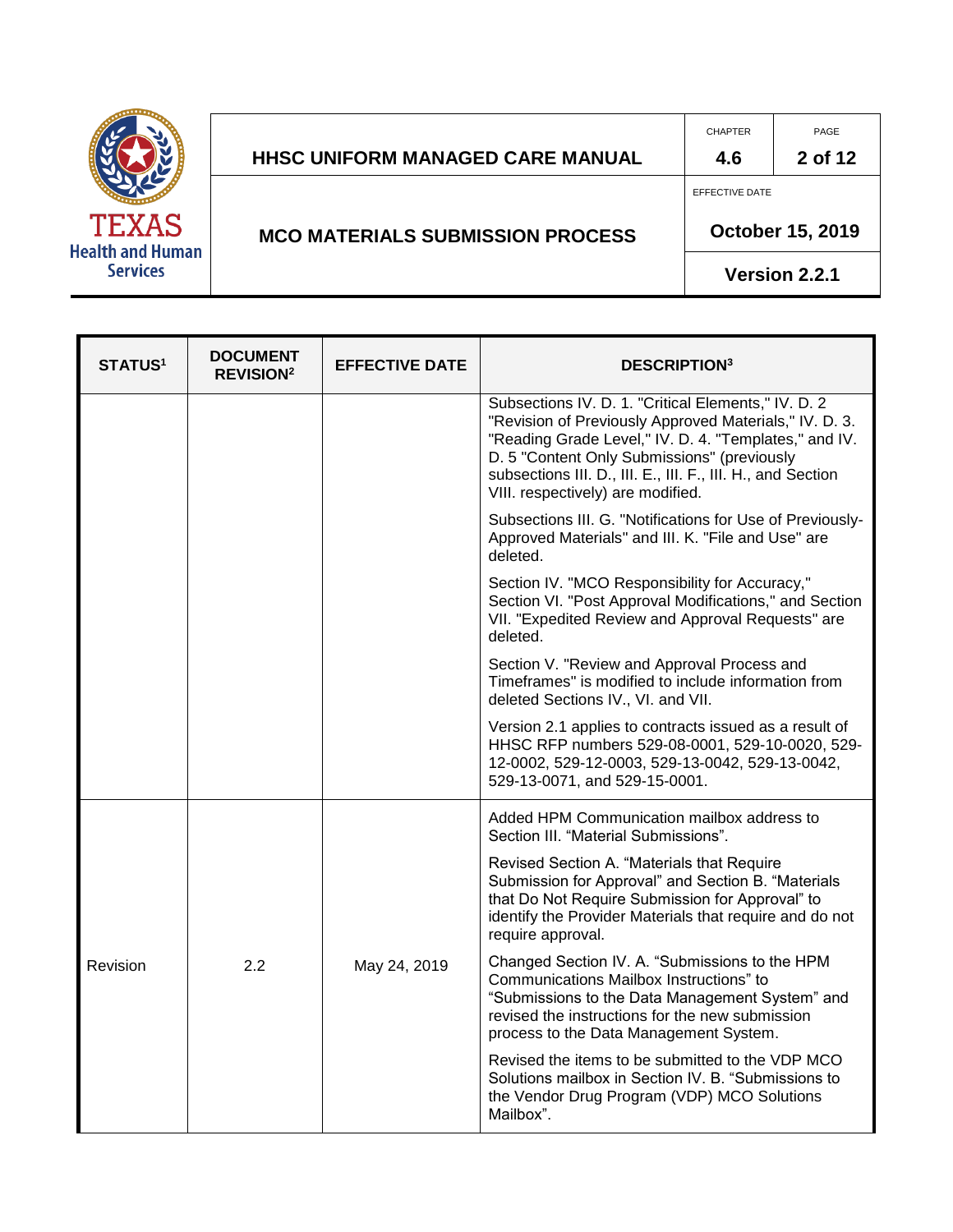| STATUS[1] | DOCUMENT REVISION[2] | EFFECTIVE DATE | DESCRIPTION[3] |
|---|---|---|---|
| | | | Subsections IV. D. 1. "Critical Elements," IV. D. 2 "Revision of Previously Approved Materials," IV. D. 3. "Reading Grade Level," IV. D. 4. "Templates," and IV. D. 5 "Content Only Submissions" (previously subsections III. D., III. E., III. F., III. H., and Section VIII. respectively) are modified.<br><br>Subsections III. G. "Notifications for Use of Previously-Approved Materials" and III. K. "File and Use" are deleted.<br><br>Section IV. "MCO Responsibility for Accuracy," Section VI. "Post Approval Modifications," and Section VII. "Expedited Review and Approval Requests" are deleted.<br><br>Section V. "Review and Approval Process and Timeframes" is modified to include information from deleted Sections IV., VI. and VII.<br><br>Version 2.1 applies to contracts issued as a result of HHSC RFP numbers 529-08-0001, 529-10-0020, 529-12-0002, 529-12-0003, 529-13-0042, 529-13-0042, 529-13-0071, and 529-15-0001. |
| Revision | 2.2 | May 24, 2019 | Added HPM Communication mailbox address to Section III. "Material Submissions".<br><br>Revised Section A. "Materials that Require Submission for Approval" and Section B. "Materials that Do Not Require Submission for Approval" to identify the Provider Materials that require and do not require approval.<br><br>Changed Section IV. A. "Submissions to the HPM Communications Mailbox Instructions" to "Submissions to the Data Management System" and revised the instructions for the new submission process to the Data Management System.<br><br>Revised the items to be submitted to the VDP MCO Solutions mailbox in Section IV. B. "Submissions to the Vendor Drug Program (VDP) MCO Solutions Mailbox". |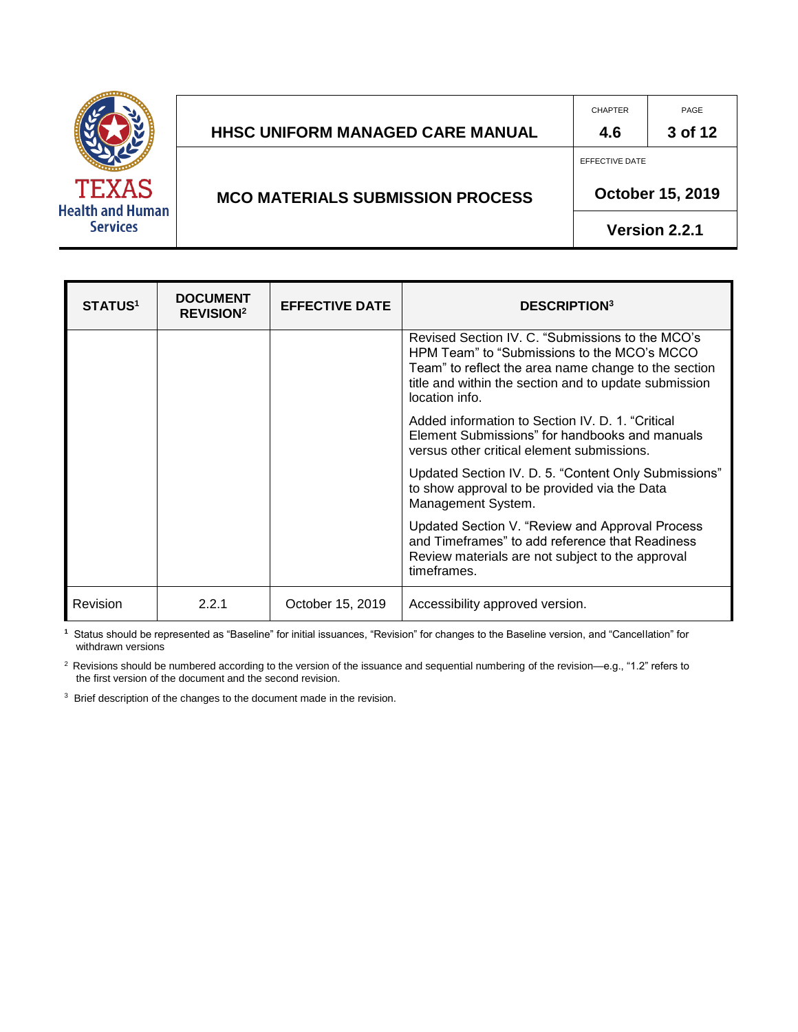| STATUS[1] | DOCUMENT REVISION[2] | EFFECTIVE DATE | DESCRIPTION[3] |
|---|---|---|---|
| | | | Revised Section IV. C. "Submissions to the MCO's HPM Team" to "Submissions to the MCO's MCCO Team" to reflect the area name change to the section title and within the section and to update submission location info.<br><br>Added information to Section IV. D. 1. "Critical Element Submissions" for handbooks and manuals versus other critical element submissions.<br><br>Updated Section IV. D. 5. "Content Only Submissions" to show approval to be provided via the Data Management System.<br><br>Updated Section V. "Review and Approval Process and Timeframes" to add reference that Readiness Review materials are not subject to the approval timeframes. |
| Revision | 2.2.1 | October 15, 2019 | Accessibility approved version. |

[1] Status should be represented as "Baseline" for initial issuances, "Revision" for changes to the Baseline version, and "Cancellation" for withdrawn versions

[2] Revisions should be numbered according to the version of the issuance and sequential numbering of the revision—e.g., "1.2" refers to the first version of the document and the second revision.

[3] Brief description of the changes to the document made in the revision.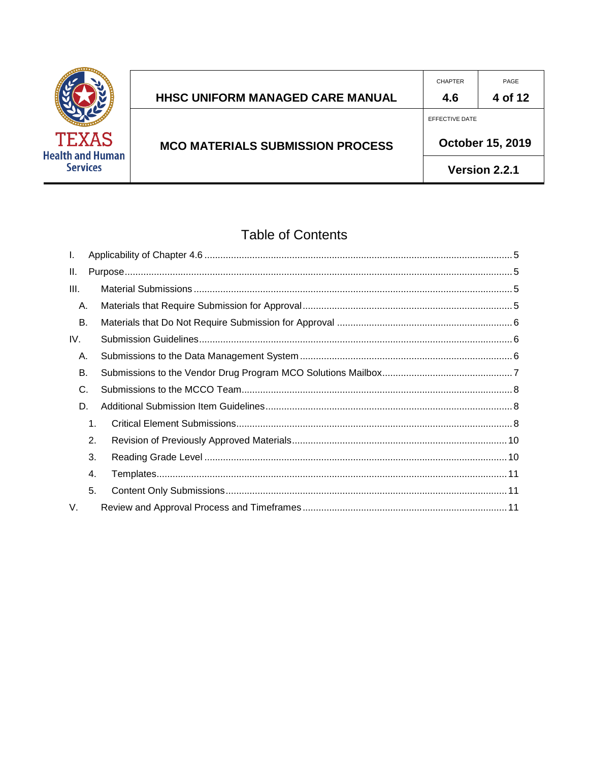# Table of Contents

I. Applicability of Chapter 4.6 .......... 5

II. Purpose .......... 5

III. Material Submissions .......... 5

- A. Materials that Require Submission for Approval .......... 5
- B. Materials that Do Not Require Submission for Approval .......... 6

IV. Submission Guidelines .......... 6

- A. Submissions to the Data Management System .......... 6
- B. Submissions to the Vendor Drug Program MCO Solutions Mailbox .......... 7
- C. Submissions to the MCCO Team .......... 8
- D. Additional Submission Item Guidelines .......... 8
  1. Critical Element Submissions .......... 8
  2. Revision of Previously Approved Materials .......... 10
  3. Reading Grade Level .......... 10
  4. Templates .......... 11
  5. Content Only Submissions .......... 11

V. Review and Approval Process and Timeframes .......... 11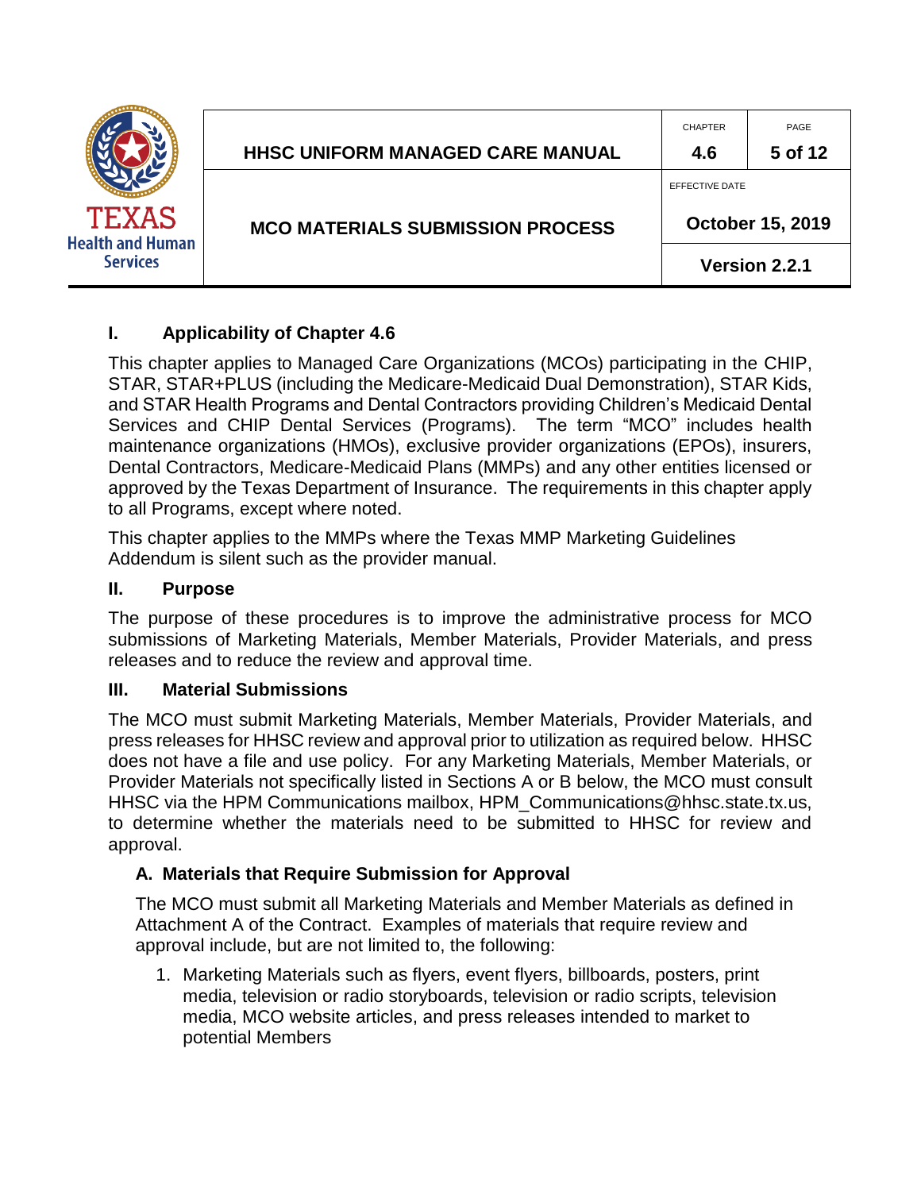## I. Applicability of Chapter 4.6

This chapter applies to Managed Care Organizations (MCOs) participating in the CHIP, STAR, STAR+PLUS (including the Medicare-Medicaid Dual Demonstration), STAR Kids, and STAR Health Programs and Dental Contractors providing Children's Medicaid Dental Services and CHIP Dental Services (Programs). The term "MCO" includes health maintenance organizations (HMOs), exclusive provider organizations (EPOs), insurers, Dental Contractors, Medicare-Medicaid Plans (MMPs) and any other entities licensed or approved by the Texas Department of Insurance. The requirements in this chapter apply to all Programs, except where noted.

This chapter applies to the MMPs where the Texas MMP Marketing Guidelines Addendum is silent such as the provider manual.

## II. Purpose

The purpose of these procedures is to improve the administrative process for MCO submissions of Marketing Materials, Member Materials, Provider Materials, and press releases and to reduce the review and approval time.

## III. Material Submissions

The MCO must submit Marketing Materials, Member Materials, Provider Materials, and press releases for HHSC review and approval prior to utilization as required below. HHSC does not have a file and use policy. For any Marketing Materials, Member Materials, or Provider Materials not specifically listed in Sections A or B below, the MCO must consult HHSC via the HPM Communications mailbox, HPM_Communications@hhsc.state.tx.us, to determine whether the materials need to be submitted to HHSC for review and approval.

### A. Materials that Require Submission for Approval

The MCO must submit all Marketing Materials and Member Materials as defined in Attachment A of the Contract. Examples of materials that require review and approval include, but are not limited to, the following:

1. Marketing Materials such as flyers, event flyers, billboards, posters, print media, television or radio storyboards, television or radio scripts, television media, MCO website articles, and press releases intended to market to potential Members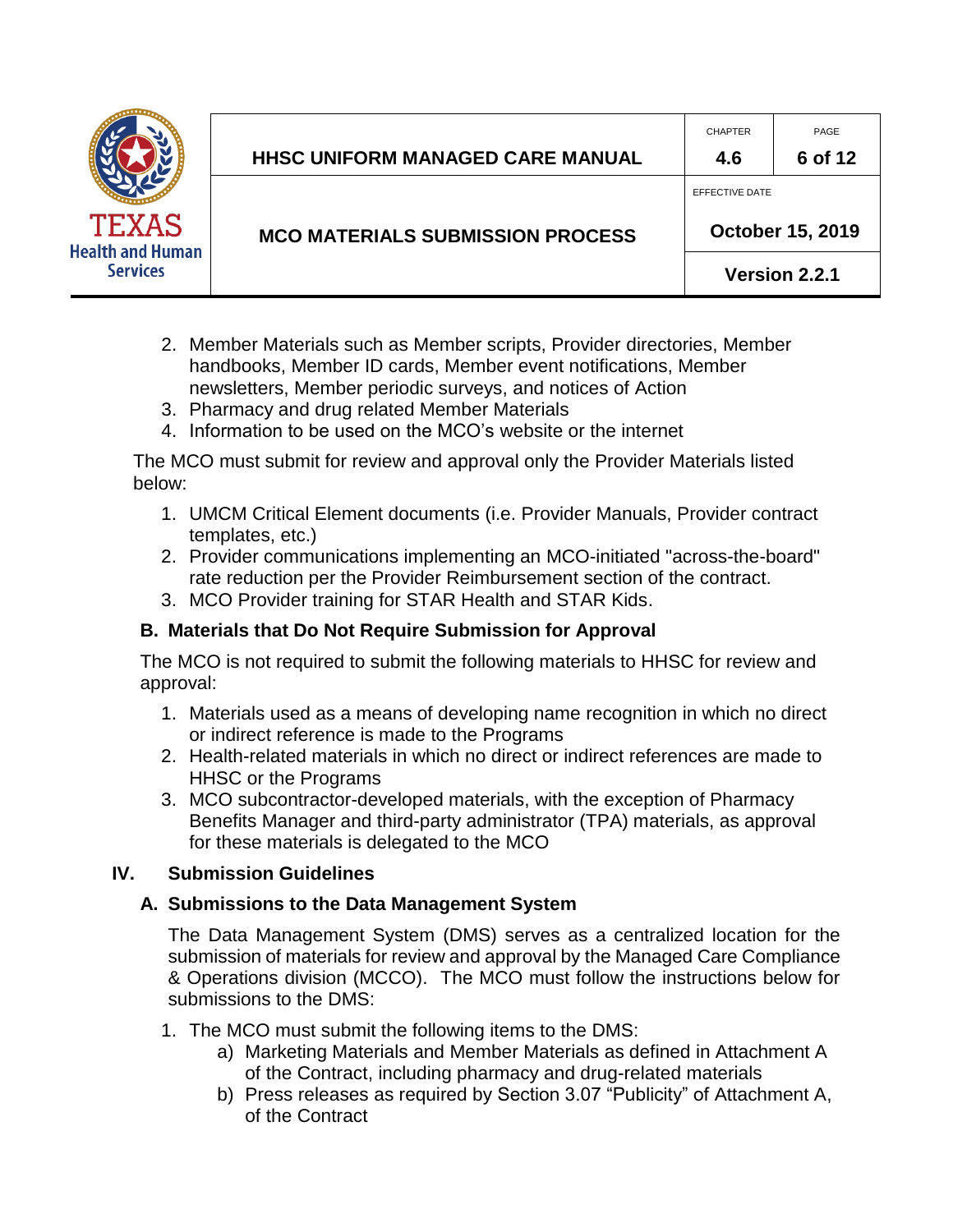2. Member Materials such as Member scripts, Provider directories, Member handbooks, Member ID cards, Member event notifications, Member newsletters, Member periodic surveys, and notices of Action
3. Pharmacy and drug related Member Materials
4. Information to be used on the MCO's website or the internet

The MCO must submit for review and approval only the Provider Materials listed below:

1. UMCM Critical Element documents (i.e. Provider Manuals, Provider contract templates, etc.)
2. Provider communications implementing an MCO-initiated "across-the-board" rate reduction per the Provider Reimbursement section of the contract.
3. MCO Provider training for STAR Health and STAR Kids.

### B. Materials that Do Not Require Submission for Approval

The MCO is not required to submit the following materials to HHSC for review and approval:

1. Materials used as a means of developing name recognition in which no direct or indirect reference is made to the Programs
2. Health-related materials in which no direct or indirect references are made to HHSC or the Programs
3. MCO subcontractor-developed materials, with the exception of Pharmacy Benefits Manager and third-party administrator (TPA) materials, as approval for these materials is delegated to the MCO

## IV. Submission Guidelines

### A. Submissions to the Data Management System

The Data Management System (DMS) serves as a centralized location for the submission of materials for review and approval by the Managed Care Compliance & Operations division (MCCO). The MCO must follow the instructions below for submissions to the DMS:

1. The MCO must submit the following items to the DMS:
   a) Marketing Materials and Member Materials as defined in Attachment A of the Contract, including pharmacy and drug-related materials
   b) Press releases as required by Section 3.07 "Publicity" of Attachment A, of the Contract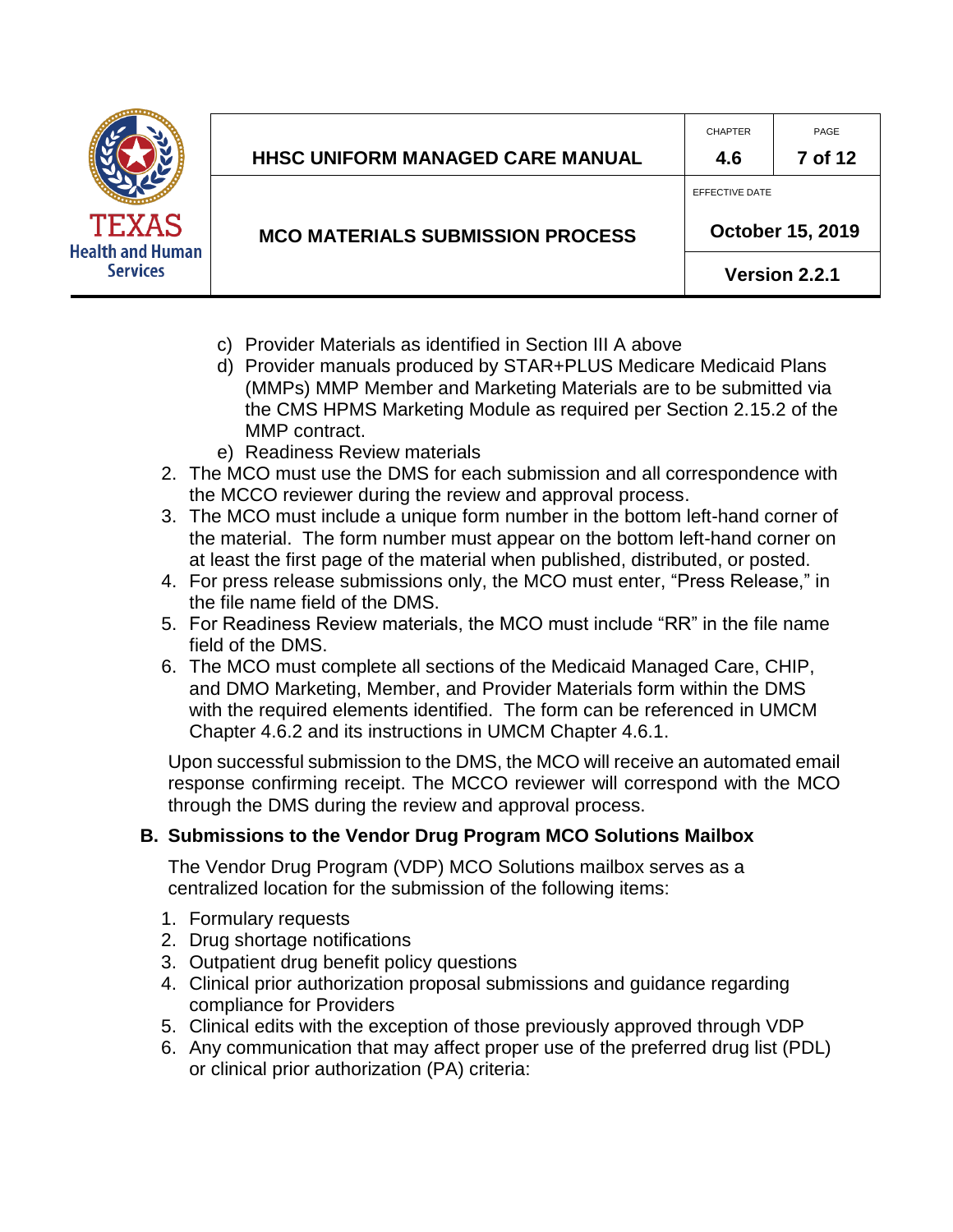c) Provider Materials as identified in Section III A above
d) Provider manuals produced by STAR+PLUS Medicare Medicaid Plans (MMPs) MMP Member and Marketing Materials are to be submitted via the CMS HPMS Marketing Module as required per Section 2.15.2 of the MMP contract.
e) Readiness Review materials

2. The MCO must use the DMS for each submission and all correspondence with the MCCO reviewer during the review and approval process.
3. The MCO must include a unique form number in the bottom left-hand corner of the material. The form number must appear on the bottom left-hand corner on at least the first page of the material when published, distributed, or posted.
4. For press release submissions only, the MCO must enter, "Press Release," in the file name field of the DMS.
5. For Readiness Review materials, the MCO must include "RR" in the file name field of the DMS.
6. The MCO must complete all sections of the Medicaid Managed Care, CHIP, and DMO Marketing, Member, and Provider Materials form within the DMS with the required elements identified. The form can be referenced in UMCM Chapter 4.6.2 and its instructions in UMCM Chapter 4.6.1.

Upon successful submission to the DMS, the MCO will receive an automated email response confirming receipt. The MCCO reviewer will correspond with the MCO through the DMS during the review and approval process.

## B. Submissions to the Vendor Drug Program MCO Solutions Mailbox

The Vendor Drug Program (VDP) MCO Solutions mailbox serves as a centralized location for the submission of the following items:

1. Formulary requests
2. Drug shortage notifications
3. Outpatient drug benefit policy questions
4. Clinical prior authorization proposal submissions and guidance regarding compliance for Providers
5. Clinical edits with the exception of those previously approved through VDP
6. Any communication that may affect proper use of the preferred drug list (PDL) or clinical prior authorization (PA) criteria: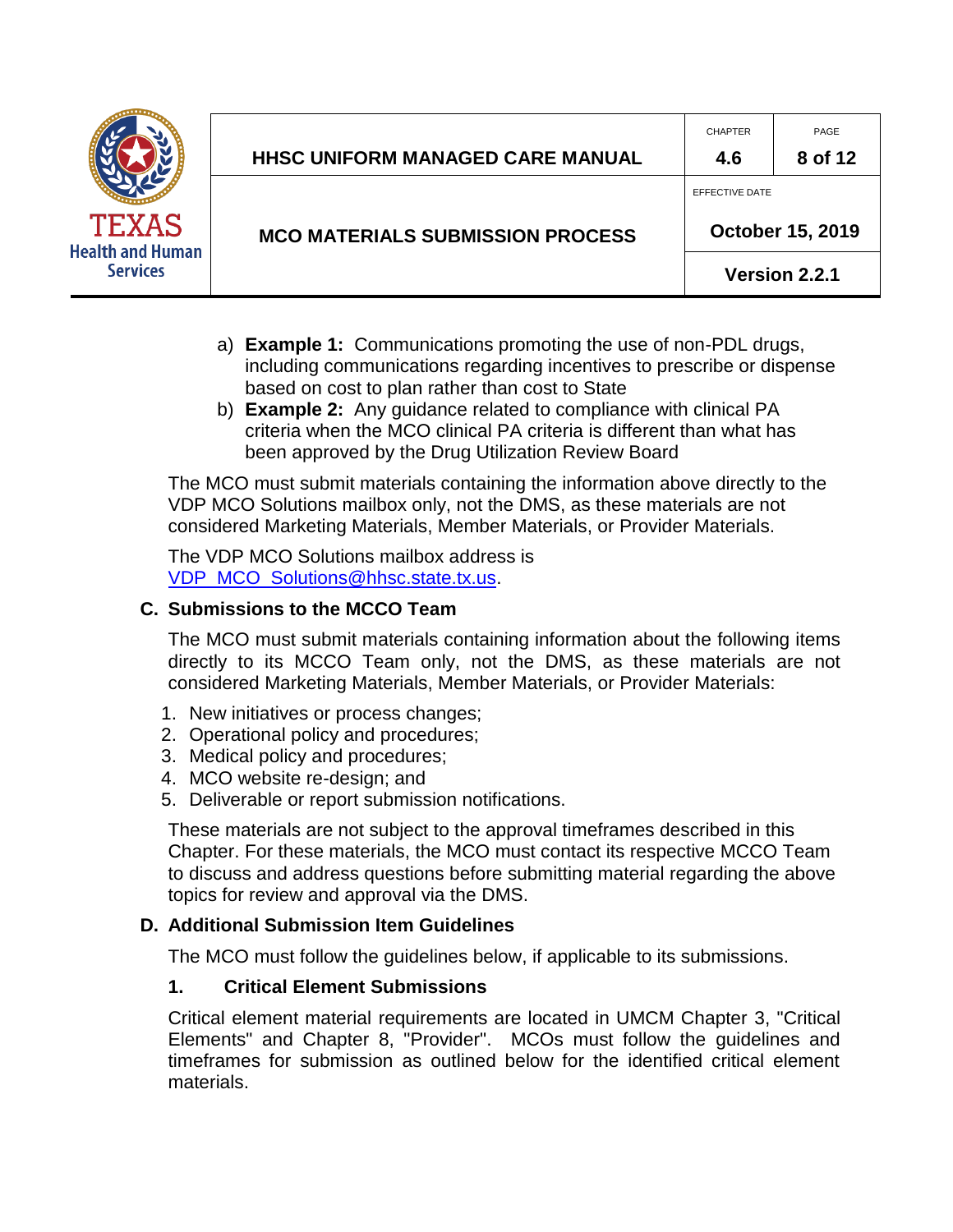a) **Example 1:** Communications promoting the use of non-PDL drugs, including communications regarding incentives to prescribe or dispense based on cost to plan rather than cost to State
b) **Example 2:** Any guidance related to compliance with clinical PA criteria when the MCO clinical PA criteria is different than what has been approved by the Drug Utilization Review Board

The MCO must submit materials containing the information above directly to the VDP MCO Solutions mailbox only, not the DMS, as these materials are not considered Marketing Materials, Member Materials, or Provider Materials.

The VDP MCO Solutions mailbox address is VDP_MCO_Solutions@hhsc.state.tx.us.

### C. Submissions to the MCCO Team

The MCO must submit materials containing information about the following items directly to its MCCO Team only, not the DMS, as these materials are not considered Marketing Materials, Member Materials, or Provider Materials:

1. New initiatives or process changes;
2. Operational policy and procedures;
3. Medical policy and procedures;
4. MCO website re-design; and
5. Deliverable or report submission notifications.

These materials are not subject to the approval timeframes described in this Chapter. For these materials, the MCO must contact its respective MCCO Team to discuss and address questions before submitting material regarding the above topics for review and approval via the DMS.

### D. Additional Submission Item Guidelines

The MCO must follow the guidelines below, if applicable to its submissions.

#### 1. Critical Element Submissions

Critical element material requirements are located in UMCM Chapter 3, "Critical Elements" and Chapter 8, "Provider". MCOs must follow the guidelines and timeframes for submission as outlined below for the identified critical element materials.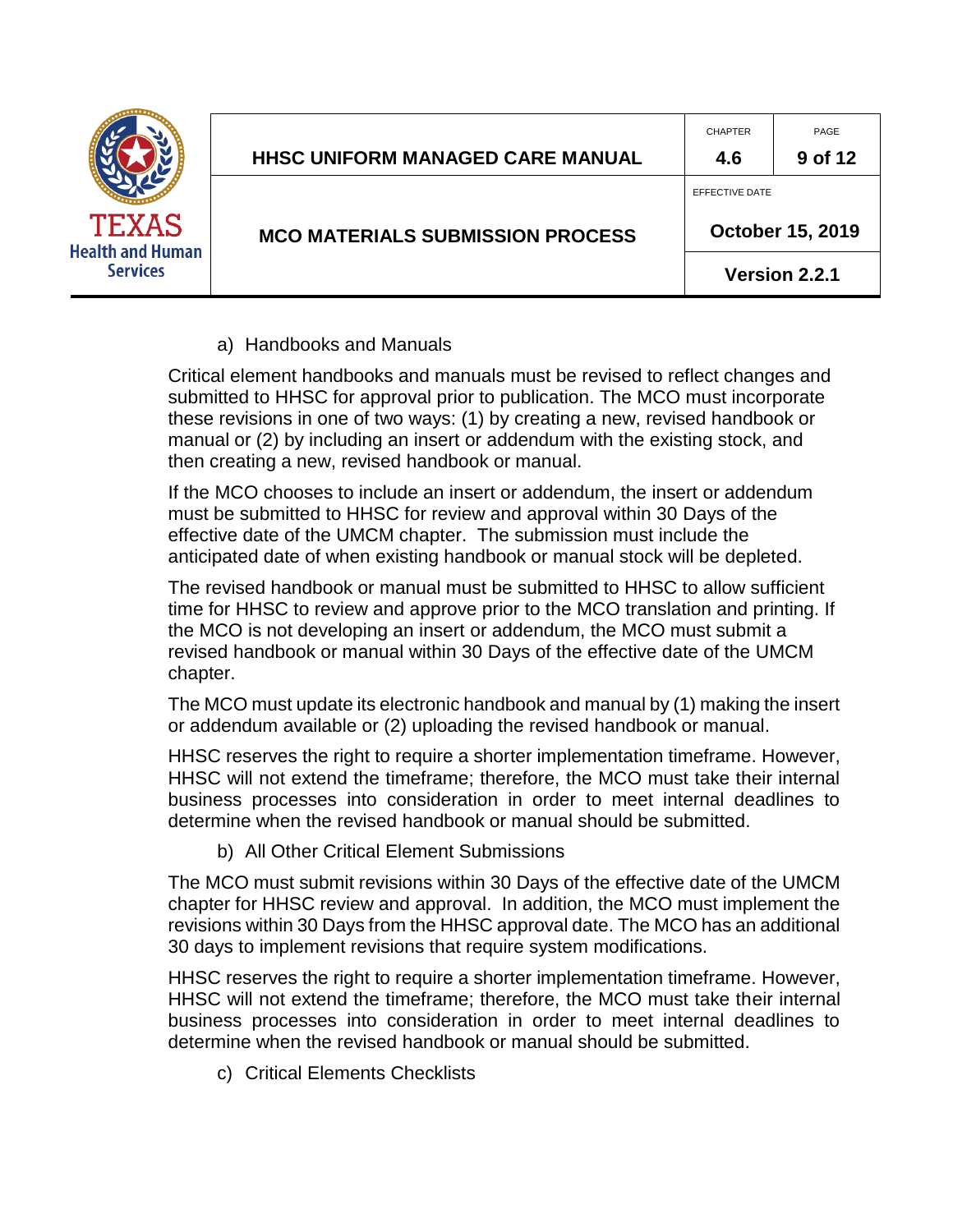a) Handbooks and Manuals

Critical element handbooks and manuals must be revised to reflect changes and submitted to HHSC for approval prior to publication. The MCO must incorporate these revisions in one of two ways: (1) by creating a new, revised handbook or manual or (2) by including an insert or addendum with the existing stock, and then creating a new, revised handbook or manual.

If the MCO chooses to include an insert or addendum, the insert or addendum must be submitted to HHSC for review and approval within 30 Days of the effective date of the UMCM chapter. The submission must include the anticipated date of when existing handbook or manual stock will be depleted.

The revised handbook or manual must be submitted to HHSC to allow sufficient time for HHSC to review and approve prior to the MCO translation and printing. If the MCO is not developing an insert or addendum, the MCO must submit a revised handbook or manual within 30 Days of the effective date of the UMCM chapter.

The MCO must update its electronic handbook and manual by (1) making the insert or addendum available or (2) uploading the revised handbook or manual.

HHSC reserves the right to require a shorter implementation timeframe. However, HHSC will not extend the timeframe; therefore, the MCO must take their internal business processes into consideration in order to meet internal deadlines to determine when the revised handbook or manual should be submitted.

b) All Other Critical Element Submissions

The MCO must submit revisions within 30 Days of the effective date of the UMCM chapter for HHSC review and approval. In addition, the MCO must implement the revisions within 30 Days from the HHSC approval date. The MCO has an additional 30 days to implement revisions that require system modifications.

HHSC reserves the right to require a shorter implementation timeframe. However, HHSC will not extend the timeframe; therefore, the MCO must take their internal business processes into consideration in order to meet internal deadlines to determine when the revised handbook or manual should be submitted.

c) Critical Elements Checklists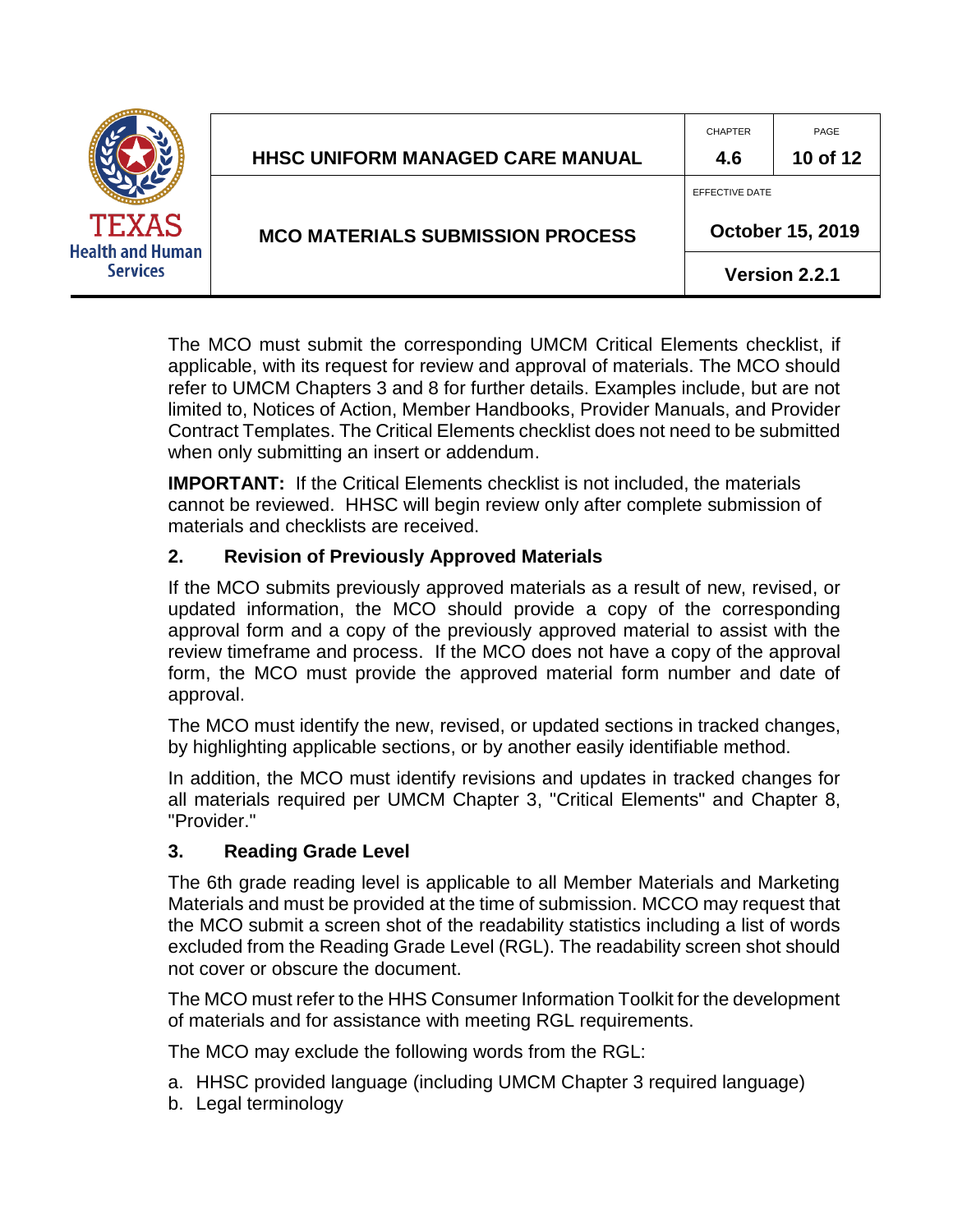The MCO must submit the corresponding UMCM Critical Elements checklist, if applicable, with its request for review and approval of materials. The MCO should refer to UMCM Chapters 3 and 8 for further details. Examples include, but are not limited to, Notices of Action, Member Handbooks, Provider Manuals, and Provider Contract Templates. The Critical Elements checklist does not need to be submitted when only submitting an insert or addendum.

**IMPORTANT:** If the Critical Elements checklist is not included, the materials cannot be reviewed. HHSC will begin review only after complete submission of materials and checklists are received.

### 2. Revision of Previously Approved Materials

If the MCO submits previously approved materials as a result of new, revised, or updated information, the MCO should provide a copy of the corresponding approval form and a copy of the previously approved material to assist with the review timeframe and process. If the MCO does not have a copy of the approval form, the MCO must provide the approved material form number and date of approval.

The MCO must identify the new, revised, or updated sections in tracked changes, by highlighting applicable sections, or by another easily identifiable method.

In addition, the MCO must identify revisions and updates in tracked changes for all materials required per UMCM Chapter 3, "Critical Elements" and Chapter 8, "Provider."

### 3. Reading Grade Level

The 6th grade reading level is applicable to all Member Materials and Marketing Materials and must be provided at the time of submission. MCCO may request that the MCO submit a screen shot of the readability statistics including a list of words excluded from the Reading Grade Level (RGL). The readability screen shot should not cover or obscure the document.

The MCO must refer to the HHS Consumer Information Toolkit for the development of materials and for assistance with meeting RGL requirements.

The MCO may exclude the following words from the RGL:

a. HHSC provided language (including UMCM Chapter 3 required language)
b. Legal terminology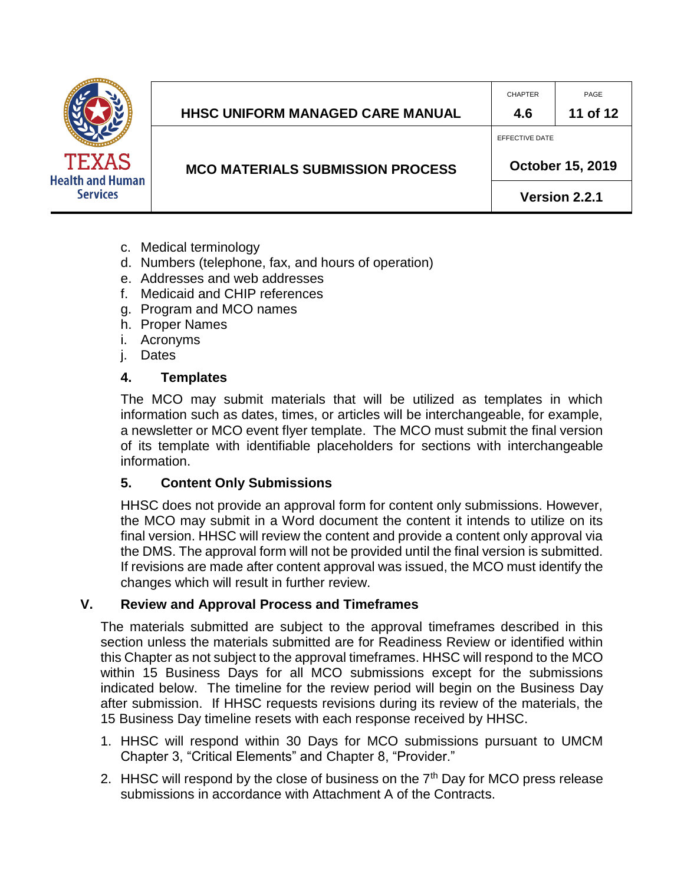c. Medical terminology
d. Numbers (telephone, fax, and hours of operation)
e. Addresses and web addresses
f. Medicaid and CHIP references
g. Program and MCO names
h. Proper Names
i. Acronyms
j. Dates

### 4. Templates

The MCO may submit materials that will be utilized as templates in which information such as dates, times, or articles will be interchangeable, for example, a newsletter or MCO event flyer template. The MCO must submit the final version of its template with identifiable placeholders for sections with interchangeable information.

### 5. Content Only Submissions

HHSC does not provide an approval form for content only submissions. However, the MCO may submit in a Word document the content it intends to utilize on its final version. HHSC will review the content and provide a content only approval via the DMS. The approval form will not be provided until the final version is submitted. If revisions are made after content approval was issued, the MCO must identify the changes which will result in further review.

## V. Review and Approval Process and Timeframes

The materials submitted are subject to the approval timeframes described in this section unless the materials submitted are for Readiness Review or identified within this Chapter as not subject to the approval timeframes. HHSC will respond to the MCO within 15 Business Days for all MCO submissions except for the submissions indicated below. The timeline for the review period will begin on the Business Day after submission. If HHSC requests revisions during its review of the materials, the 15 Business Day timeline resets with each response received by HHSC.

1. HHSC will respond within 30 Days for MCO submissions pursuant to UMCM Chapter 3, “Critical Elements” and Chapter 8, “Provider.”
2. HHSC will respond by the close of business on the 7th Day for MCO press release submissions in accordance with Attachment A of the Contracts.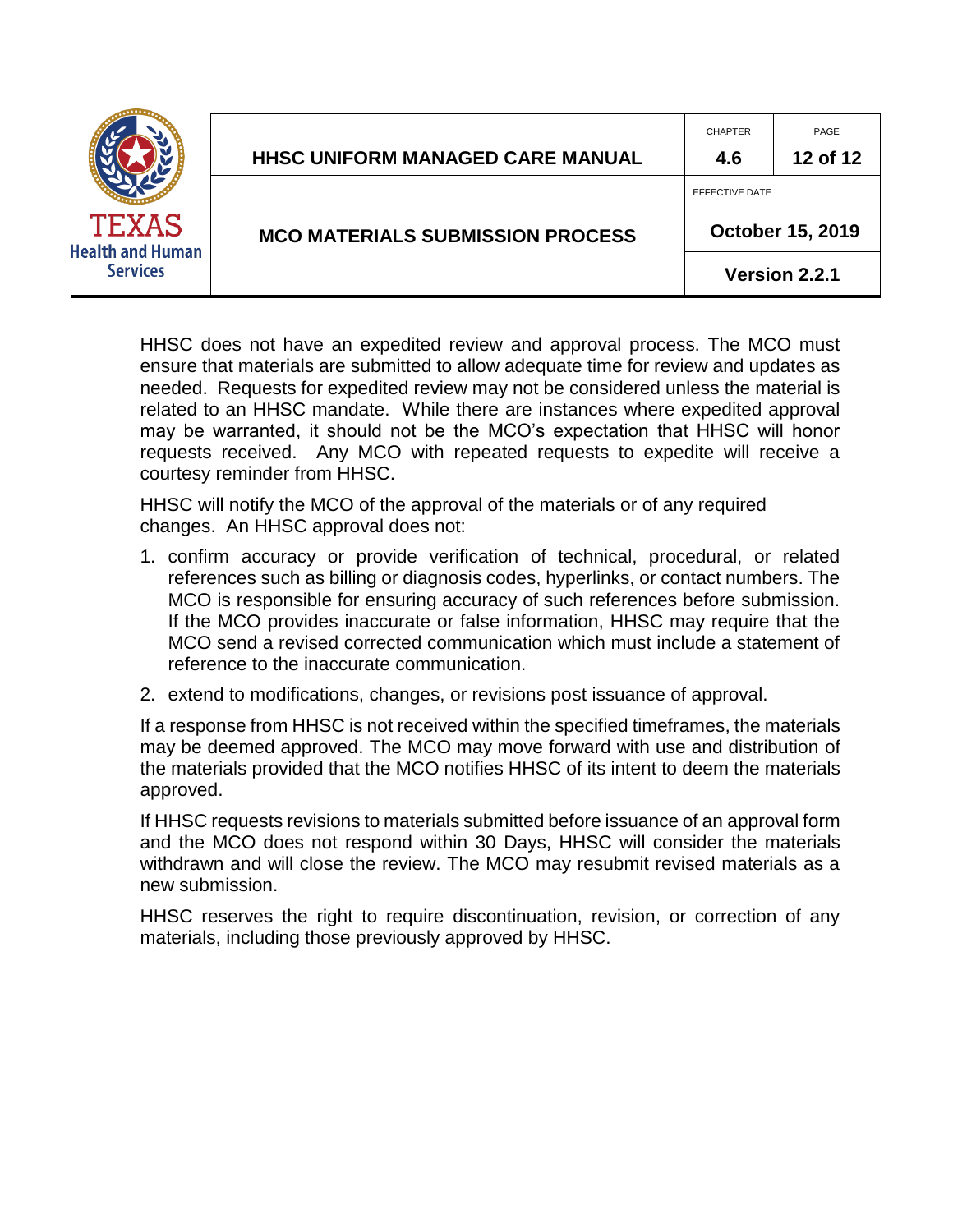HHSC does not have an expedited review and approval process. The MCO must ensure that materials are submitted to allow adequate time for review and updates as needed. Requests for expedited review may not be considered unless the material is related to an HHSC mandate. While there are instances where expedited approval may be warranted, it should not be the MCO's expectation that HHSC will honor requests received. Any MCO with repeated requests to expedite will receive a courtesy reminder from HHSC.

HHSC will notify the MCO of the approval of the materials or of any required changes. An HHSC approval does not:

1. confirm accuracy or provide verification of technical, procedural, or related references such as billing or diagnosis codes, hyperlinks, or contact numbers. The MCO is responsible for ensuring accuracy of such references before submission. If the MCO provides inaccurate or false information, HHSC may require that the MCO send a revised corrected communication which must include a statement of reference to the inaccurate communication.
2. extend to modifications, changes, or revisions post issuance of approval.

If a response from HHSC is not received within the specified timeframes, the materials may be deemed approved. The MCO may move forward with use and distribution of the materials provided that the MCO notifies HHSC of its intent to deem the materials approved.

If HHSC requests revisions to materials submitted before issuance of an approval form and the MCO does not respond within 30 Days, HHSC will consider the materials withdrawn and will close the review. The MCO may resubmit revised materials as a new submission.

HHSC reserves the right to require discontinuation, revision, or correction of any materials, including those previously approved by HHSC.